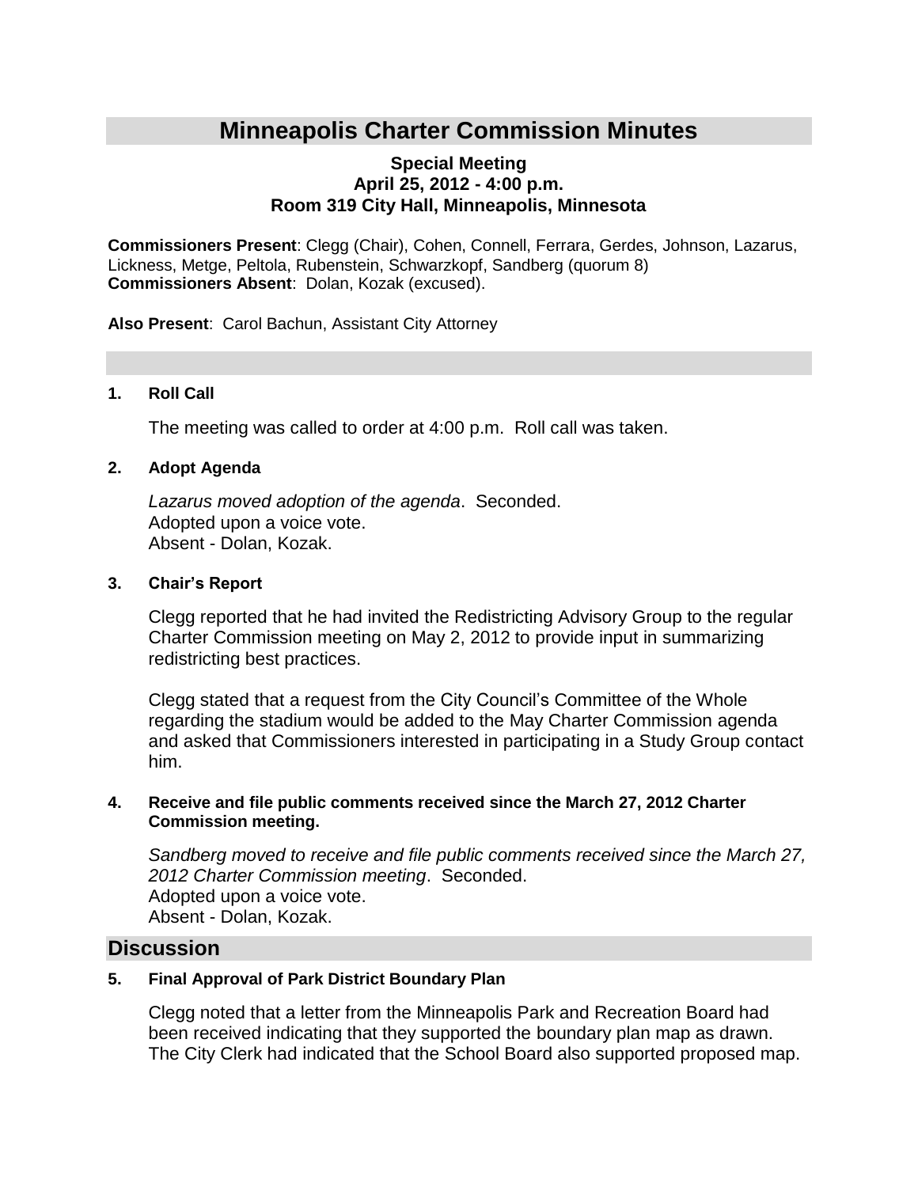# Minneapolis Charter Commission Minutes

**Special Meeting**
**April 25, 2012 - 4:00 p.m.**
**Room 319 City Hall, Minneapolis, Minnesota**

**Commissioners Present**: Clegg (Chair), Cohen, Connell, Ferrara, Gerdes, Johnson, Lazarus, Lickness, Metge, Peltola, Rubenstein, Schwarzkopf, Sandberg (quorum 8)
**Commissioners Absent**: Dolan, Kozak (excused).

**Also Present**: Carol Bachun, Assistant City Attorney

**1. Roll Call**

The meeting was called to order at 4:00 p.m. Roll call was taken.

**2. Adopt Agenda**

*Lazarus moved adoption of the agenda*. Seconded.
Adopted upon a voice vote.
Absent - Dolan, Kozak.

**3. Chair's Report**

Clegg reported that he had invited the Redistricting Advisory Group to the regular Charter Commission meeting on May 2, 2012 to provide input in summarizing redistricting best practices.

Clegg stated that a request from the City Council's Committee of the Whole regarding the stadium would be added to the May Charter Commission agenda and asked that Commissioners interested in participating in a Study Group contact him.

**4. Receive and file public comments received since the March 27, 2012 Charter Commission meeting.**

*Sandberg moved to receive and file public comments received since the March 27, 2012 Charter Commission meeting*. Seconded.
Adopted upon a voice vote.
Absent - Dolan, Kozak.

## Discussion

**5. Final Approval of Park District Boundary Plan**

Clegg noted that a letter from the Minneapolis Park and Recreation Board had been received indicating that they supported the boundary plan map as drawn. The City Clerk had indicated that the School Board also supported proposed map.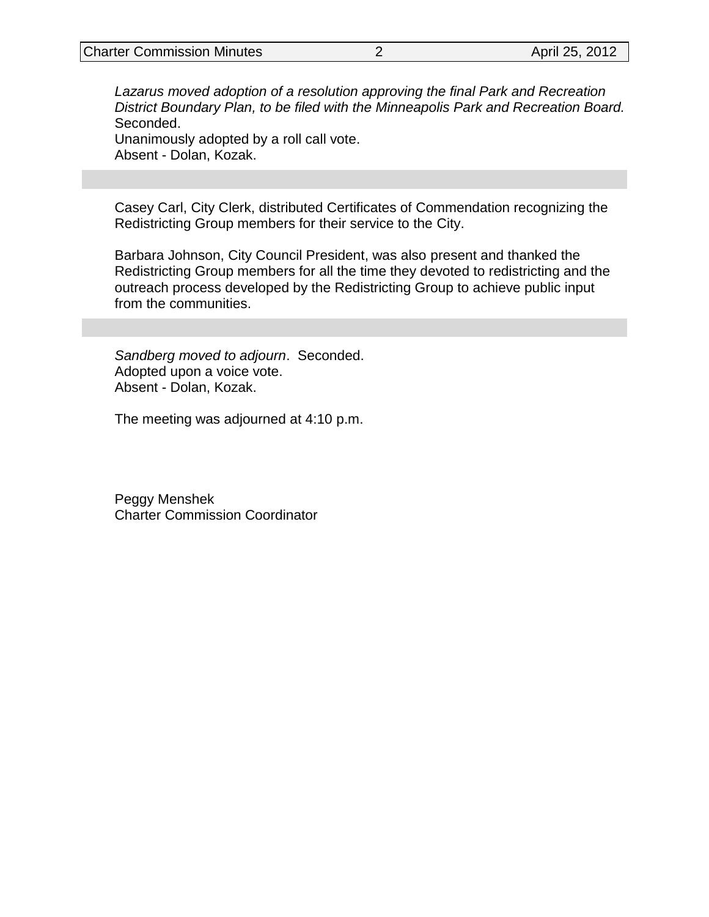*Lazarus moved adoption of a resolution approving the final Park and Recreation District Boundary Plan, to be filed with the Minneapolis Park and Recreation Board.* Seconded.
Unanimously adopted by a roll call vote.
Absent - Dolan, Kozak.

---

Casey Carl, City Clerk, distributed Certificates of Commendation recognizing the Redistricting Group members for their service to the City.

Barbara Johnson, City Council President, was also present and thanked the Redistricting Group members for all the time they devoted to redistricting and the outreach process developed by the Redistricting Group to achieve public input from the communities.

---

*Sandberg moved to adjourn*. Seconded.
Adopted upon a voice vote.
Absent - Dolan, Kozak.

The meeting was adjourned at 4:10 p.m.

Peggy Menshek
Charter Commission Coordinator